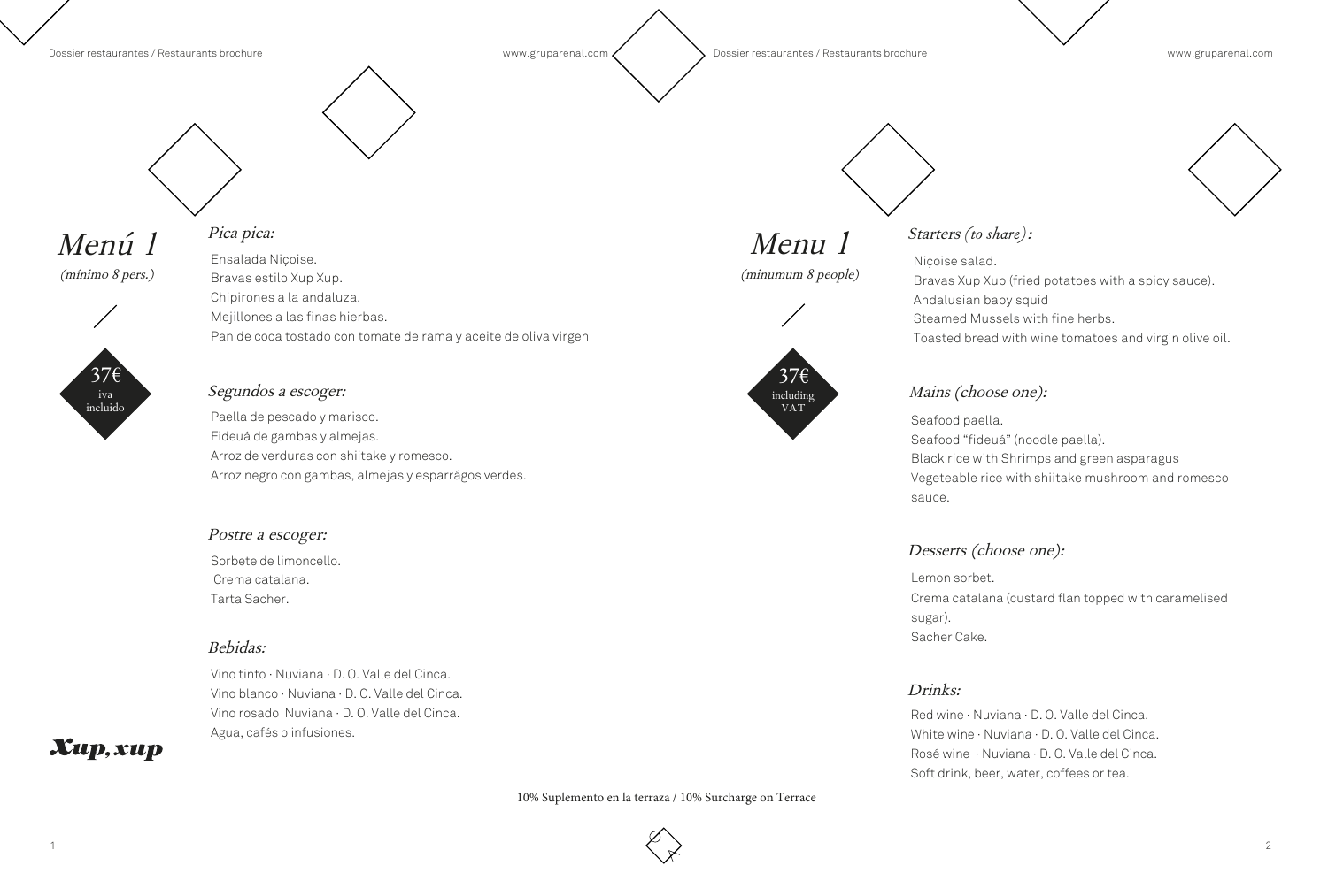# Menú 1

*(mínimo 8 pers.)*

**37€**
iva incluido

## *Pica pica:*

Ensalada Niçoise.
Bravas estilo Xup Xup.
Chipirones a la andaluza.
Mejillones a las finas hierbas.
Pan de coca tostado con tomate de rama y aceite de oliva virgen

## *Segundos a escoger:*

Paella de pescado y marisco.
Fideuá de gambas y almejas.
Arroz de verduras con shiitake y romesco.
Arroz negro con gambas, almejas y esparrágos verdes.

## *Postre a escoger:*

Sorbete de limoncello.
Crema catalana.
Tarta Sacher.

## *Bebidas:*

Vino tinto · Nuviana · D. O. Valle del Cinca.
Vino blanco · Nuviana · D. O. Valle del Cinca.
Vino rosado Nuviana · D. O. Valle del Cinca.
Agua, cafés o infusiones.

**Xup, xup**

# Menu 1

*(minumum 8 people)*

**37€**
including VAT

## *Starters (to share):*

Niçoise salad.
Bravas Xup Xup (fried potatoes with a spicy sauce).
Andalusian baby squid
Steamed Mussels with fine herbs.
Toasted bread with wine tomatoes and virgin olive oil.

## *Mains (choose one):*

Seafood paella.
Seafood "fideuá" (noodle paella).
Black rice with Shrimps and green asparagus
Vegeteable rice with shiitake mushroom and romesco sauce.

## *Desserts (choose one):*

Lemon sorbet.
Crema catalana (custard flan topped with caramelised sugar).
Sacher Cake.

## *Drinks:*

Red wine · Nuviana · D. O. Valle del Cinca.
White wine · Nuviana · D. O. Valle del Cinca.
Rosé wine · Nuviana · D. O. Valle del Cinca.
Soft drink, beer, water, coffees or tea.

10% Suplemento en la terraza / 10% Surcharge on Terrace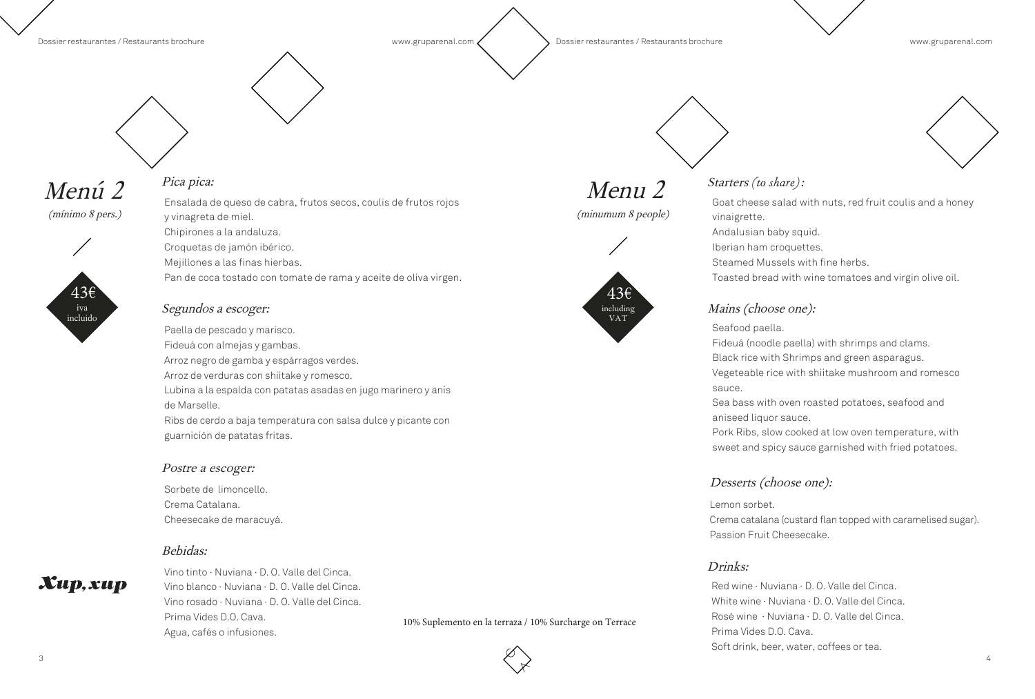# Menú 2

*(mínimo 8 pers.)*

**43€**
iva incluido

## *Pica pica:*

Ensalada de queso de cabra, frutos secos, coulis de frutos rojos y vinagreta de miel.
Chipirones a la andaluza.
Croquetas de jamón ibérico.
Mejillones a las finas hierbas.
Pan de coca tostado con tomate de rama y aceite de oliva virgen.

## *Segundos a escoger:*

Paella de pescado y marisco.
Fideuá con almejas y gambas.
Arroz negro de gamba y espárragos verdes.
Arroz de verduras con shiitake y romesco.
Lubina a la espalda con patatas asadas en jugo marinero y anís de Marselle.
Ribs de cerdo a baja temperatura con salsa dulce y picante con guarnición de patatas fritas.

## *Postre a escoger:*

Sorbete de limoncello.
Crema Catalana.
Cheesecake de maracuyá.

## *Bebidas:*

Vino tinto · Nuviana · D. O. Valle del Cinca.
Vino blanco · Nuviana · D. O. Valle del Cinca.
Vino rosado · Nuviana · D. O. Valle del Cinca.
Prima Vides D.O. Cava.
Agua, cafés o infusiones.

**Xup, xup**

10% Suplemento en la terraza / 10% Surcharge on Terrace

# Menu 2

*(minumum 8 people)*

**43€**
including VAT

## *Starters (to share):*

Goat cheese salad with nuts, red fruit coulis and a honey vinaigrette.
Andalusian baby squid.
Iberian ham croquettes.
Steamed Mussels with fine herbs.
Toasted bread with wine tomatoes and virgin olive oil.

## *Mains (choose one):*

Seafood paella.
Fideuá (noodle paella) with shrimps and clams.
Black rice with Shrimps and green asparagus.
Vegeteable rice with shiitake mushroom and romesco sauce.
Sea bass with oven roasted potatoes, seafood and aniseed liquor sauce.
Pork Ribs, slow cooked at low oven temperature, with sweet and spicy sauce garnished with fried potatoes.

## *Desserts (choose one):*

Lemon sorbet.
Crema catalana (custard flan topped with caramelised sugar).
Passion Fruit Cheesecake.

## *Drinks:*

Red wine · Nuviana · D. O. Valle del Cinca.
White wine · Nuviana · D. O. Valle del Cinca.
Rosé wine · Nuviana · D. O. Valle del Cinca.
Prima Vides D.O. Cava.
Soft drink, beer, water, coffees or tea.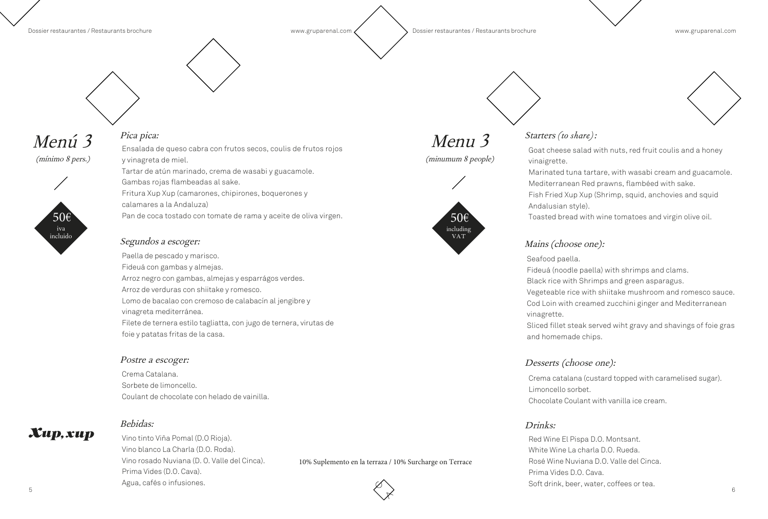# Menú 3

*(mínimo 8 pers.)*

50€ iva incluido

### *Pica pica:*

Ensalada de queso cabra con frutos secos, coulis de frutos rojos y vinagreta de miel.
Tartar de atún marinado, crema de wasabi y guacamole.
Gambas rojas flambeadas al sake.
Fritura Xup Xup (camarones, chipirones, boquerones y calamares a la Andaluza)
Pan de coca tostado con tomate de rama y aceite de oliva virgen.

### *Segundos a escoger:*

Paella de pescado y marisco.
Fideuá con gambas y almejas.
Arroz negro con gambas, almejas y esparrágos verdes.
Arroz de verduras con shiitake y romesco.
Lomo de bacalao con cremoso de calabacín al jengibre y vinagreta mediterránea.
Filete de ternera estilo tagliatta, con jugo de ternera, virutas de foie y patatas fritas de la casa.

### *Postre a escoger:*

Crema Catalana.
Sorbete de limoncello.
Coulant de chocolate con helado de vainilla.

### *Bebidas:*

Vino tinto Viña Pomal (D.O Rioja).
Vino blanco La Charla (D.O. Roda).
Vino rosado Nuviana (D. O. Valle del Cinca).
Prima Vides (D.O. Cava).
Agua, cafés o infusiones.

**Xup, xup**

10% Suplemento en la terraza / 10% Surcharge on Terrace

# Menu 3

*(minumum 8 people)*

50€ including VAT

### *Starters (to share):*

Goat cheese salad with nuts, red fruit coulis and a honey vinaigrette.
Marinated tuna tartare, with wasabi cream and guacamole.
Mediterranean Red prawns, flambéed with sake.
Fish Fried Xup Xup (Shrimp, squid, anchovies and squid Andalusian style).
Toasted bread with wine tomatoes and virgin olive oil.

### *Mains (choose one):*

Seafood paella.
Fideuá (noodle paella) with shrimps and clams.
Black rice with Shrimps and green asparagus.
Vegeteable rice with shiitake mushroom and romesco sauce.
Cod Loin with creamed zucchini ginger and Mediterranean vinagrette.
Sliced fillet steak served wiht gravy and shavings of foie gras and homemade chips.

### *Desserts (choose one):*

Crema catalana (custard topped with caramelised sugar).
Limoncello sorbet.
Chocolate Coulant with vanilla ice cream.

### *Drinks:*

Red Wine El Pispa D.O. Montsant.
White Wine La charla D.O. Rueda.
Rosé Wine Nuviana D.O. Valle del Cinca.
Prima Vides D.O. Cava.
Soft drink, beer, water, coffees or tea.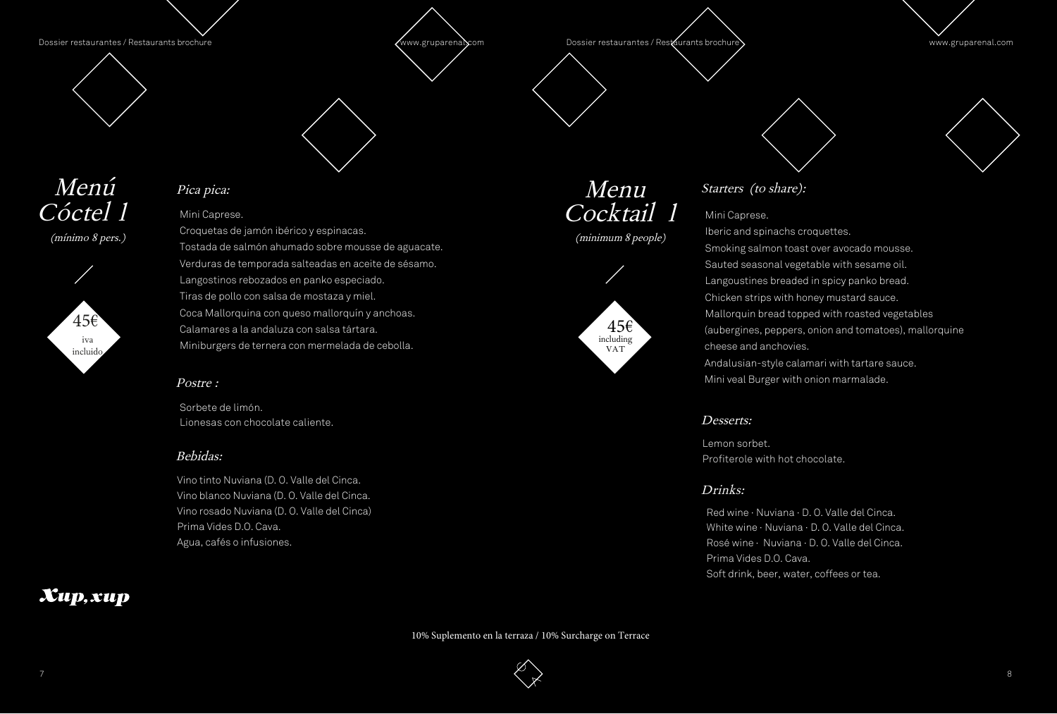# Menú Cóctel 1

*(mínimo 8 pers.)*

45€ iva incluido

## *Pica pica:*

Mini Caprese.
Croquetas de jamón ibérico y espinacas.
Tostada de salmón ahumado sobre mousse de aguacate.
Verduras de temporada salteadas en aceite de sésamo.
Langostinos rebozados en panko especiado.
Tiras de pollo con salsa de mostaza y miel.
Coca Mallorquina con queso mallorquín y anchoas.
Calamares a la andaluza con salsa tártara.
Miniburgers de ternera con mermelada de cebolla.

## *Postre :*

Sorbete de limón.
Lionesas con chocolate caliente.

## *Bebidas:*

Vino tinto Nuviana (D. O. Valle del Cinca.
Vino blanco Nuviana (D. O. Valle del Cinca.
Vino rosado Nuviana (D. O. Valle del Cinca)
Prima Vides D.O. Cava.
Agua, cafés o infusiones.

**Xup, xup**

# Menu Cocktail 1

*(minimum 8 people)*

45€ including VAT

## *Starters (to share):*

Mini Caprese.
Iberic and spinachs croquettes.
Smoking salmon toast over avocado mousse.
Sauted seasonal vegetable with sesame oil.
Langoustines breaded in spicy panko bread.
Chicken strips with honey mustard sauce.
Mallorquin bread topped with roasted vegetables (aubergines, peppers, onion and tomatoes), mallorquine cheese and anchovies.
Andalusian-style calamari with tartare sauce.
Mini veal Burger with onion marmalade.

## *Desserts:*

Lemon sorbet.
Profiterole with hot chocolate.

## *Drinks:*

Red wine · Nuviana · D. O. Valle del Cinca.
White wine · Nuviana · D. O. Valle del Cinca.
Rosé wine · Nuviana · D. O. Valle del Cinca.
Prima Vides D.O. Cava.
Soft drink, beer, water, coffees or tea.

10% Suplemento en la terraza / 10% Surcharge on Terrace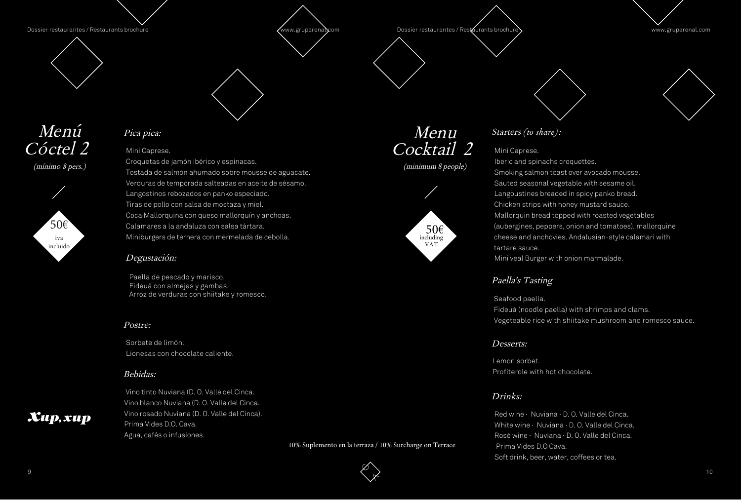# Menú Cóctel 2

*(mínimo 8 pers.)*

50€ iva incluido

### *Pica pica:*

Mini Caprese.
Croquetas de jamón ibérico y espinacas.
Tostada de salmón ahumado sobre mousse de aguacate.
Verduras de temporada salteadas en aceite de sésamo.
Langostinos rebozados en panko especiado.
Tiras de pollo con salsa de mostaza y miel.
Coca Mallorquina con queso mallorquín y anchoas.
Calamares a la andaluza con salsa tártara.
Miniburgers de ternera con mermelada de cebolla.

### *Degustación:*

Paella de pescado y marisco.
Fideuá con almejas y gambas.
Arroz de verduras con shiitake y romesco.

### *Postre:*

Sorbete de limón.
Lionesas con chocolate caliente.

### *Bebidas:*

Vino tinto Nuviana (D. O. Valle del Cinca.
Vino blanco Nuviana (D. O. Valle del Cinca.
Vino rosado Nuviana (D. O. Valle del Cinca).
Prima Vides D.O. Cava.
Agua, cafés o infusiones.

***Xup, xup***

10% Suplemento en la terraza / 10% Surcharge on Terrace

# Menu Cocktail 2

*(minimum 8 people)*

50€ including VAT

### *Starters (to share):*

Mini Caprese.
Iberic and spinachs croquettes.
Smoking salmon toast over avocado mousse.
Sauted seasonal vegetable with sesame oil.
Langoustines breaded in spicy panko bread.
Chicken strips with honey mustard sauce.
Mallorquin bread topped with roasted vegetables (aubergines, peppers, onion and tomatoes), mallorquine cheese and anchovies. Andalusian-style calamari with tartare sauce.
Mini veal Burger with onion marmalade.

### *Paella's Tasting*

Seafood paella.
Fideuá (noodle paella) with shrimps and clams.
Vegeteable rice with shiitake mushroom and romesco sauce.

### *Desserts:*

Lemon sorbet.
Profiterole with hot chocolate.

### *Drinks:*

Red wine · Nuviana · D. O. Valle del Cinca.
White wine · Nuviana · D. O. Valle del Cinca.
Rosé wine · Nuviana · D. O. Valle del Cinca.
Prima Vides D.O Cava.
Soft drink, beer, water, coffees or tea.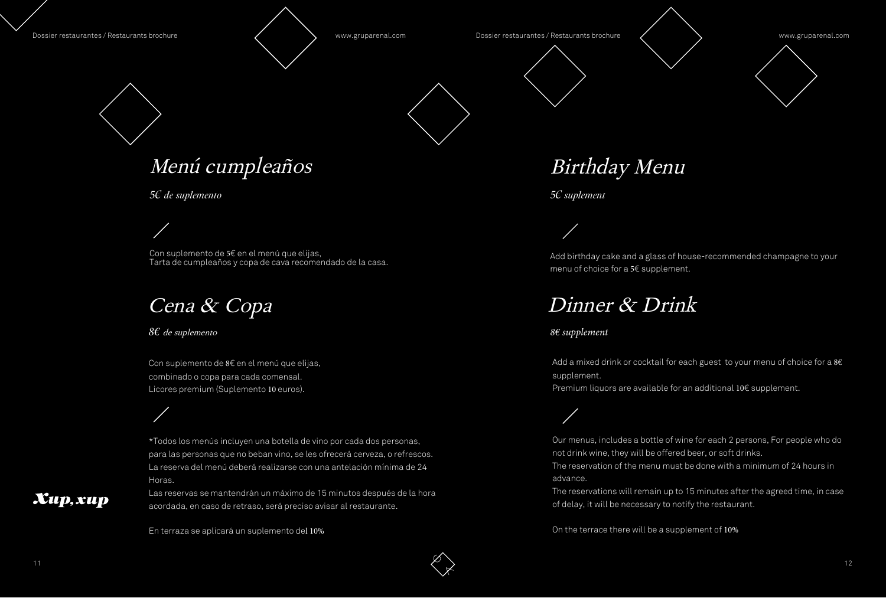# Menú cumpleaños

*5€ de suplemento*

Con suplemento de 5€ en el menú que elijas,
Tarta de cumpleaños y copa de cava recomendado de la casa.

# Cena & Copa

*8€ de suplemento*

Con suplemento de 8€ en el menú que elijas,
combinado o copa para cada comensal.
Licores premium (Suplemento 10 euros).

*Todos los menús incluyen una botella de vino por cada dos personas, para las personas que no beban vino, se les ofrecerá cerveza, o refrescos.
La reserva del menú deberá realizarse con una antelación mínima de 24 Horas.
Las reservas se mantendrán un máximo de 15 minutos después de la hora acordada, en caso de retraso, será preciso avisar al restaurante.

En terraza se aplicará un suplemento del 10%

**Xup, xup**

# Birthday Menu

*5€ suplement*

Add birthday cake and a glass of house-recommended champagne to your menu of choice for a 5€ supplement.

# Dinner & Drink

*8€ supplement*

Add a mixed drink or cocktail for each guest to your menu of choice for a 8€ supplement.
Premium liquors are available for an additional 10€ supplement.

Our menus, includes a bottle of wine for each 2 persons, For people who do not drink wine, they will be offered beer, or soft drinks.
The reservation of the menu must be done with a minimum of 24 hours in advance.
The reservations will remain up to 15 minutes after the agreed time, in case of delay, it will be necessary to notify the restaurant.

On the terrace there will be a supplement of 10%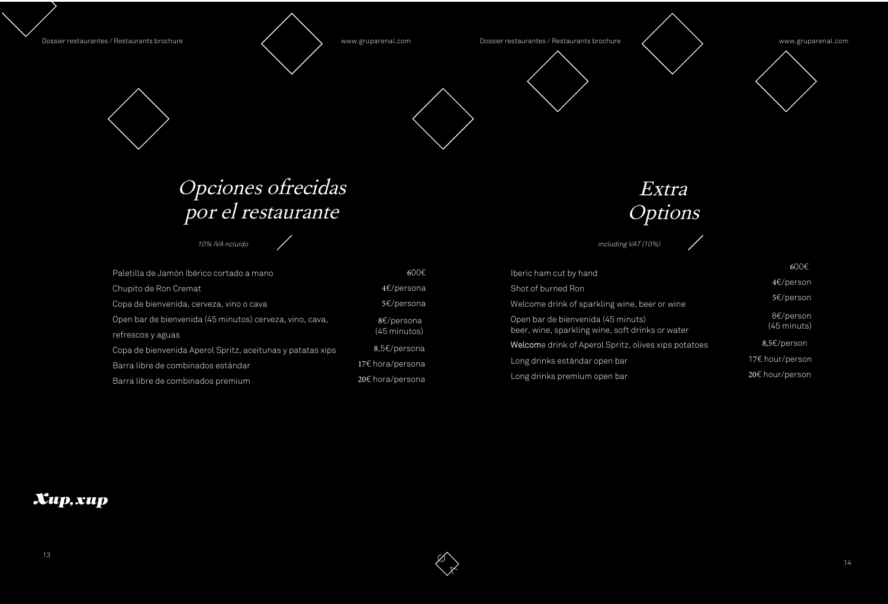# Opciones ofrecidas por el restaurante

*10% IVA ncluido*

| | |
|---|---|
| Paletilla de Jamón Ibérico cortado a mano | 600€ |
| Chupito de Ron Cremat | 4€/persona |
| Copa de bienvenida, cerveza, vino o cava | 5€/persona |
| Open bar de bienvenida (45 minutos) cerveza, vino, cava, refrescos y aguas | 8€/persona (45 minutos) |
| Copa de bienvenida Aperol Spritz, aceitunas y patatas xips | 8,5€/persona |
| Barra libre de combinados estándar | 17€ hora/persona |
| Barra libre de combinados premium | 20€ hora/persona |

**Xup, xup**

# Extra Options

*including VAT (10%)*

| | |
|---|---|
| Iberic ham cut by hand | 600€ |
| Shot of burned Ron | 4€/person |
| Welcome drink of sparkling wine, beer or wine | 5€/person |
| Open bar de bienvenida (45 minuts) beer, wine, sparkling wine, soft drinks or water | 8€/person (45 minuts) |
| Welcome drink of Aperol Spritz, olives xips potatoes | 8,5€/person |
| Long drinks estándar open bar | 17€ hour/person |
| Long drinks premium open bar | 20€ hour/person |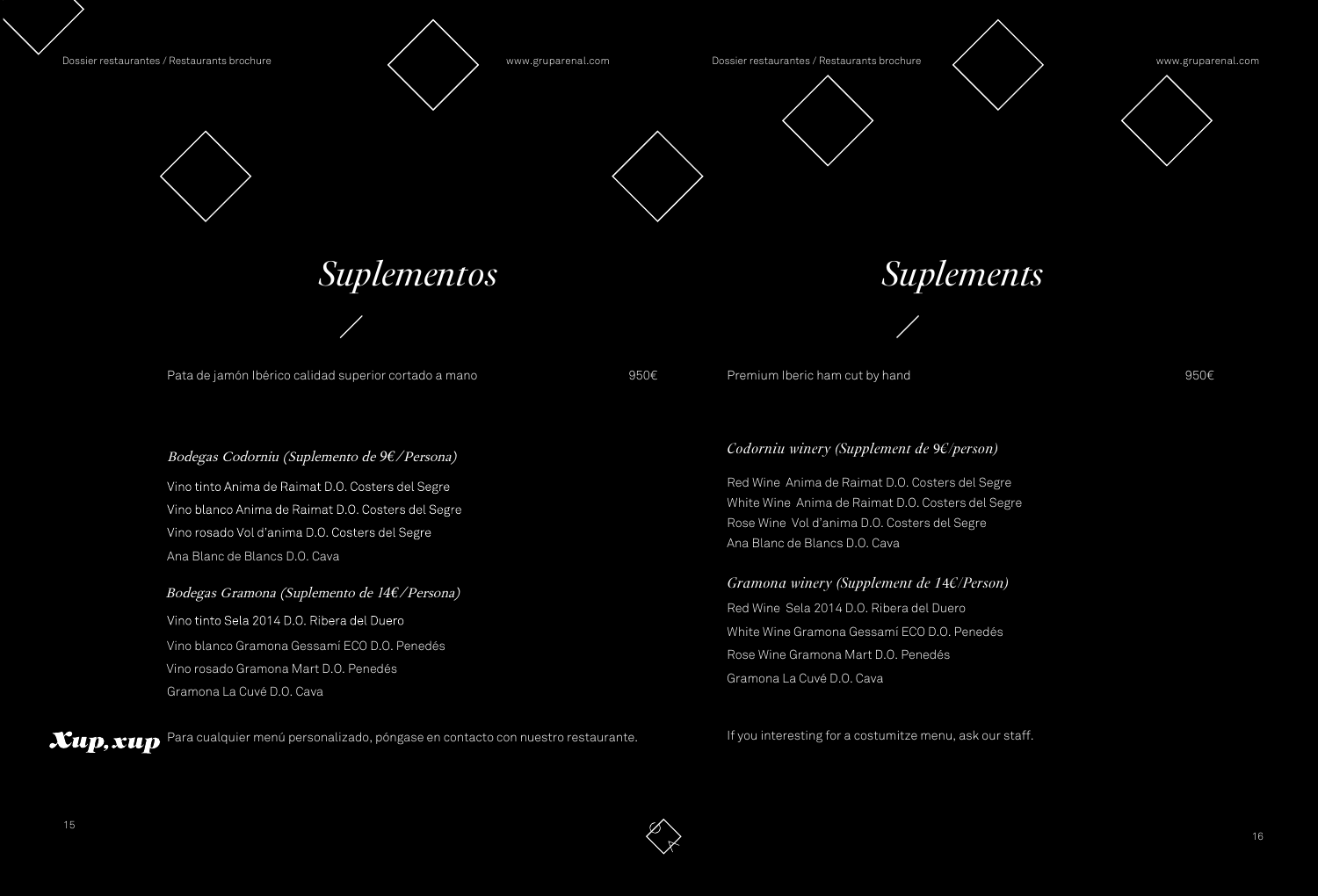# *Suplementos*

| | |
|---|---|
| Pata de jamón Ibérico calidad superior cortado a mano | 950€ |

### *Bodegas Codorniu (Suplemento de 9€/Persona)*

Vino tinto Anima de Raimat D.O. Costers del Segre

Vino blanco Anima de Raimat D.O. Costers del Segre

Vino rosado Vol d'anima D.O. Costers del Segre

Ana Blanc de Blancs D.O. Cava

### *Bodegas Gramona (Suplemento de 14€/Persona)*

Vino tinto Sela 2014 D.O. Ribera del Duero

Vino blanco Gramona Gessamí ECO D.O. Penedés

Vino rosado Gramona Mart D.O. Penedés

Gramona La Cuvé D.O. Cava

**Xup, xup** Para cualquier menú personalizado, póngase en contacto con nuestro restaurante.

# *Suplements*

| | |
|---|---|
| Premium Iberic ham cut by hand | 950€ |

### *Codorniu winery (Supplement de 9€/person)*

Red Wine Anima de Raimat D.O. Costers del Segre

White Wine Anima de Raimat D.O. Costers del Segre

Rose Wine Vol d'anima D.O. Costers del Segre

Ana Blanc de Blancs D.O. Cava

### *Gramona winery (Supplement de 14€/Person)*

Red Wine Sela 2014 D.O. Ribera del Duero

White Wine Gramona Gessamí ECO D.O. Penedés

Rose Wine Gramona Mart D.O. Penedés

Gramona La Cuvé D.O. Cava

If you interesting for a costumitze menu, ask our staff.